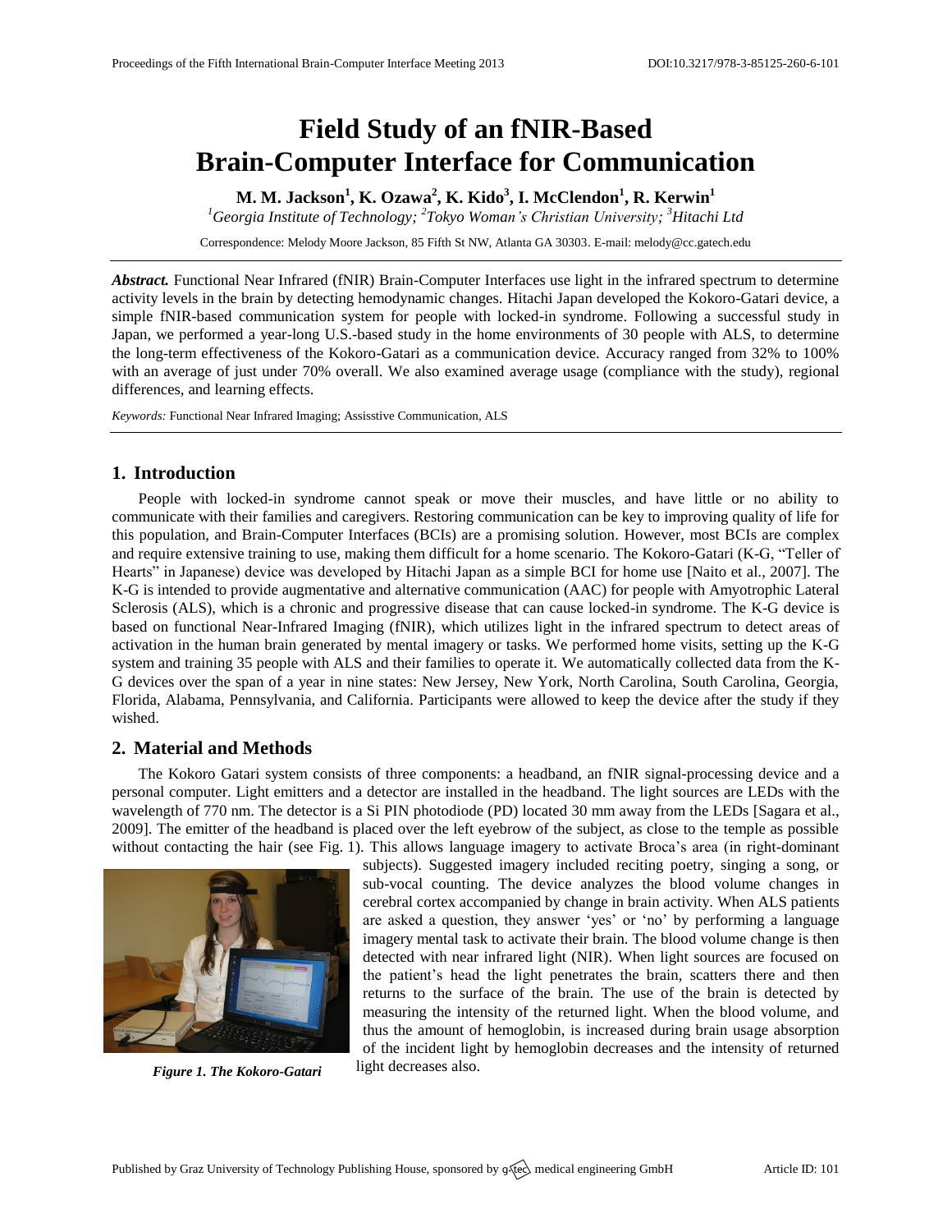# Field Study of an fNIR-Based Brain-Computer Interface for Communication

**M. M. Jackson[1], K. Ozawa[2], K. Kido[3], I. McClendon[1], R. Kerwin[1]**

*[1]Georgia Institute of Technology; [2]Tokyo Woman's Christian University; [3]Hitachi Ltd*

Correspondence: Melody Moore Jackson, 85 Fifth St NW, Atlanta GA 30303. E-mail: melody@cc.gatech.edu

***Abstract.*** Functional Near Infrared (fNIR) Brain-Computer Interfaces use light in the infrared spectrum to determine activity levels in the brain by detecting hemodynamic changes. Hitachi Japan developed the Kokoro-Gatari device, a simple fNIR-based communication system for people with locked-in syndrome. Following a successful study in Japan, we performed a year-long U.S.-based study in the home environments of 30 people with ALS, to determine the long-term effectiveness of the Kokoro-Gatari as a communication device. Accuracy ranged from 32% to 100% with an average of just under 70% overall. We also examined average usage (compliance with the study), regional differences, and learning effects.

*Keywords:* Functional Near Infrared Imaging; Assisstive Communication, ALS

## 1. Introduction

People with locked-in syndrome cannot speak or move their muscles, and have little or no ability to communicate with their families and caregivers. Restoring communication can be key to improving quality of life for this population, and Brain-Computer Interfaces (BCIs) are a promising solution. However, most BCIs are complex and require extensive training to use, making them difficult for a home scenario. The Kokoro-Gatari (K-G, "Teller of Hearts" in Japanese) device was developed by Hitachi Japan as a simple BCI for home use [Naito et al., 2007]. The K-G is intended to provide augmentative and alternative communication (AAC) for people with Amyotrophic Lateral Sclerosis (ALS), which is a chronic and progressive disease that can cause locked-in syndrome. The K-G device is based on functional Near-Infrared Imaging (fNIR), which utilizes light in the infrared spectrum to detect areas of activation in the human brain generated by mental imagery or tasks. We performed home visits, setting up the K-G system and training 35 people with ALS and their families to operate it. We automatically collected data from the K-G devices over the span of a year in nine states: New Jersey, New York, North Carolina, South Carolina, Georgia, Florida, Alabama, Pennsylvania, and California. Participants were allowed to keep the device after the study if they wished.

## 2. Material and Methods

The Kokoro Gatari system consists of three components: a headband, an fNIR signal-processing device and a personal computer. Light emitters and a detector are installed in the headband. The light sources are LEDs with the wavelength of 770 nm. The detector is a Si PIN photodiode (PD) located 30 mm away from the LEDs [Sagara et al., 2009]. The emitter of the headband is placed over the left eyebrow of the subject, as close to the temple as possible without contacting the hair (see Fig. 1). This allows language imagery to activate Broca's area (in right-dominant subjects). Suggested imagery included reciting poetry, singing a song, or sub-vocal counting. The device analyzes the blood volume changes in cerebral cortex accompanied by change in brain activity. When ALS patients are asked a question, they answer 'yes' or 'no' by performing a language imagery mental task to activate their brain. The blood volume change is then detected with near infrared light (NIR). When light sources are focused on the patient's head the light penetrates the brain, scatters there and then returns to the surface of the brain. The use of the brain is detected by measuring the intensity of the returned light. When the blood volume, and thus the amount of hemoglobin, is increased during brain usage absorption of the incident light by hemoglobin decreases and the intensity of returned light decreases also.

*Figure 1. The Kokoro-Gatari*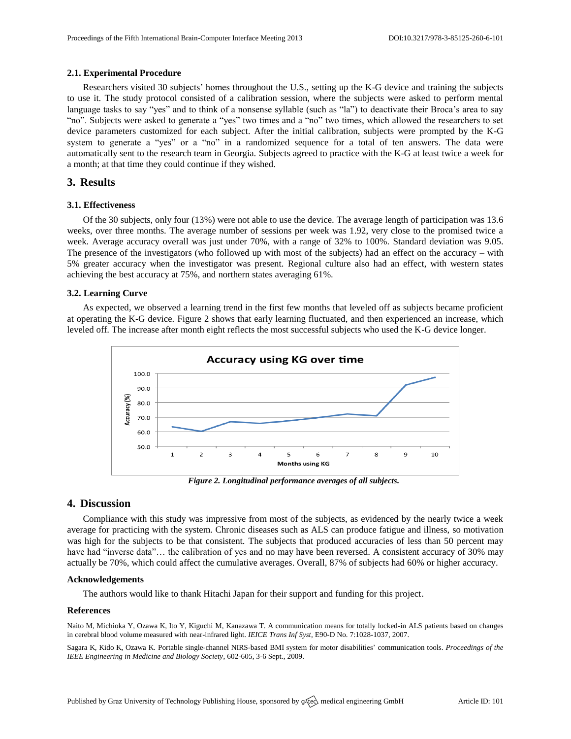### 2.1. Experimental Procedure

Researchers visited 30 subjects' homes throughout the U.S., setting up the K-G device and training the subjects to use it. The study protocol consisted of a calibration session, where the subjects were asked to perform mental language tasks to say "yes" and to think of a nonsense syllable (such as "la") to deactivate their Broca's area to say "no". Subjects were asked to generate a "yes" two times and a "no" two times, which allowed the researchers to set device parameters customized for each subject. After the initial calibration, subjects were prompted by the K-G system to generate a "yes" or a "no" in a randomized sequence for a total of ten answers. The data were automatically sent to the research team in Georgia. Subjects agreed to practice with the K-G at least twice a week for a month; at that time they could continue if they wished.

## 3. Results

### 3.1. Effectiveness

Of the 30 subjects, only four (13%) were not able to use the device. The average length of participation was 13.6 weeks, over three months. The average number of sessions per week was 1.92, very close to the promised twice a week. Average accuracy overall was just under 70%, with a range of 32% to 100%. Standard deviation was 9.05. The presence of the investigators (who followed up with most of the subjects) had an effect on the accuracy – with 5% greater accuracy when the investigator was present. Regional culture also had an effect, with western states achieving the best accuracy at 75%, and northern states averaging 61%.

### 3.2. Learning Curve

As expected, we observed a learning trend in the first few months that leveled off as subjects became proficient at operating the K-G device. Figure 2 shows that early learning fluctuated, and then experienced an increase, which leveled off. The increase after month eight reflects the most successful subjects who used the K-G device longer.

Accuracy using KG over time

Accuracy (%)

100.0
90.0
80.0
70.0
60.0
50.0

1 2 3 4 5 6 7 8 9 10

Months using KG

*Figure 2. Longitudinal performance averages of all subjects.*

## 4. Discussion

Compliance with this study was impressive from most of the subjects, as evidenced by the nearly twice a week average for practicing with the system. Chronic diseases such as ALS can produce fatigue and illness, so motivation was high for the subjects to be that consistent. The subjects that produced accuracies of less than 50 percent may have had "inverse data"… the calibration of yes and no may have been reversed. A consistent accuracy of 30% may actually be 70%, which could affect the cumulative averages. Overall, 87% of subjects had 60% or higher accuracy.

### Acknowledgements

The authors would like to thank Hitachi Japan for their support and funding for this project.

### References

Naito M, Michioka Y, Ozawa K, Ito Y, Kiguchi M, Kanazawa T. A communication means for totally locked-in ALS patients based on changes in cerebral blood volume measured with near-infrared light. *IEICE Trans Inf Syst*, E90-D No. 7:1028-1037, 2007.

Sagara K, Kido K, Ozawa K. Portable single-channel NIRS-based BMI system for motor disabilities' communication tools. *Proceedings of the IEEE Engineering in Medicine and Biology Society*, 602-605, 3-6 Sept., 2009.